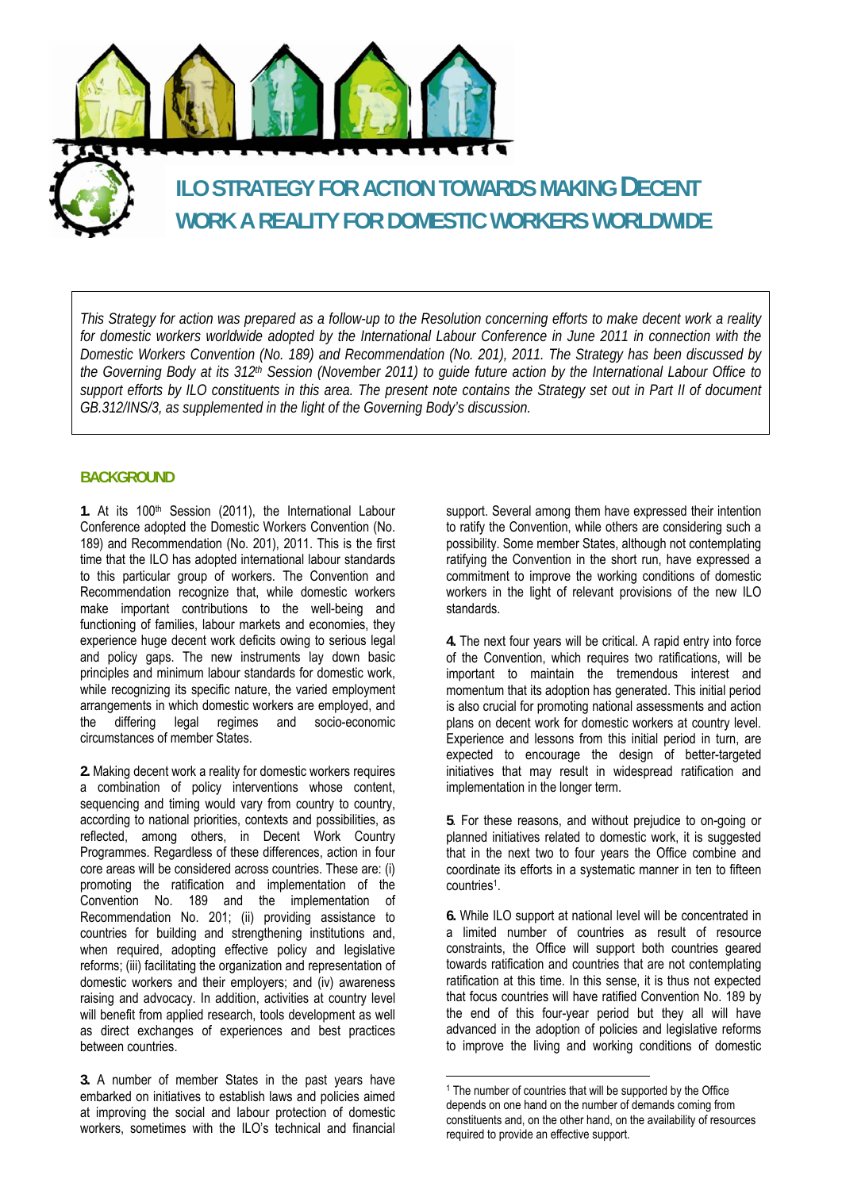# ILO STRATEGY FOR ACTION TOWARDS MAKING DECENT WORK A REALITY FOR DOMESTIC WORKERS WORLDWIDE

*This Strategy for action was prepared as a follow-up to the Resolution concerning efforts to make decent work a reality for domestic workers worldwide adopted by the International Labour Conference in June 2011 in connection with the Domestic Workers Convention (No. 189) and Recommendation (No. 201), 2011. The Strategy has been discussed by the Governing Body at its 312th Session (November 2011) to guide future action by the International Labour Office to support efforts by ILO constituents in this area. The present note contains the Strategy set out in Part II of document GB.312/INS/3, as supplemented in the light of the Governing Body's discussion.*

## BACKGROUND

**1.** At its 100th Session (2011), the International Labour Conference adopted the Domestic Workers Convention (No. 189) and Recommendation (No. 201), 2011. This is the first time that the ILO has adopted international labour standards to this particular group of workers. The Convention and Recommendation recognize that, while domestic workers make important contributions to the well-being and functioning of families, labour markets and economies, they experience huge decent work deficits owing to serious legal and policy gaps. The new instruments lay down basic principles and minimum labour standards for domestic work, while recognizing its specific nature, the varied employment arrangements in which domestic workers are employed, and the differing legal regimes and socio-economic circumstances of member States.

**2.** Making decent work a reality for domestic workers requires a combination of policy interventions whose content, sequencing and timing would vary from country to country, according to national priorities, contexts and possibilities, as reflected, among others, in Decent Work Country Programmes. Regardless of these differences, action in four core areas will be considered across countries. These are: (i) promoting the ratification and implementation of the Convention No. 189 and the implementation of Recommendation No. 201; (ii) providing assistance to countries for building and strengthening institutions and, when required, adopting effective policy and legislative reforms; (iii) facilitating the organization and representation of domestic workers and their employers; and (iv) awareness raising and advocacy. In addition, activities at country level will benefit from applied research, tools development as well as direct exchanges of experiences and best practices between countries.

**3.** A number of member States in the past years have embarked on initiatives to establish laws and policies aimed at improving the social and labour protection of domestic workers, sometimes with the ILO's technical and financial support. Several among them have expressed their intention to ratify the Convention, while others are considering such a possibility. Some member States, although not contemplating ratifying the Convention in the short run, have expressed a commitment to improve the working conditions of domestic workers in the light of relevant provisions of the new ILO standards.

**4.** The next four years will be critical. A rapid entry into force of the Convention, which requires two ratifications, will be important to maintain the tremendous interest and momentum that its adoption has generated. This initial period is also crucial for promoting national assessments and action plans on decent work for domestic workers at country level. Experience and lessons from this initial period in turn, are expected to encourage the design of better-targeted initiatives that may result in widespread ratification and implementation in the longer term.

**5**. For these reasons, and without prejudice to on-going or planned initiatives related to domestic work, it is suggested that in the next two to four years the Office combine and coordinate its efforts in a systematic manner in ten to fifteen countries[1].

**6.** While ILO support at national level will be concentrated in a limited number of countries as result of resource constraints, the Office will support both countries geared towards ratification and countries that are not contemplating ratification at this time. In this sense, it is thus not expected that focus countries will have ratified Convention No. 189 by the end of this four-year period but they all will have advanced in the adoption of policies and legislative reforms to improve the living and working conditions of domestic

[1] The number of countries that will be supported by the Office depends on one hand on the number of demands coming from constituents and, on the other hand, on the availability of resources required to provide an effective support.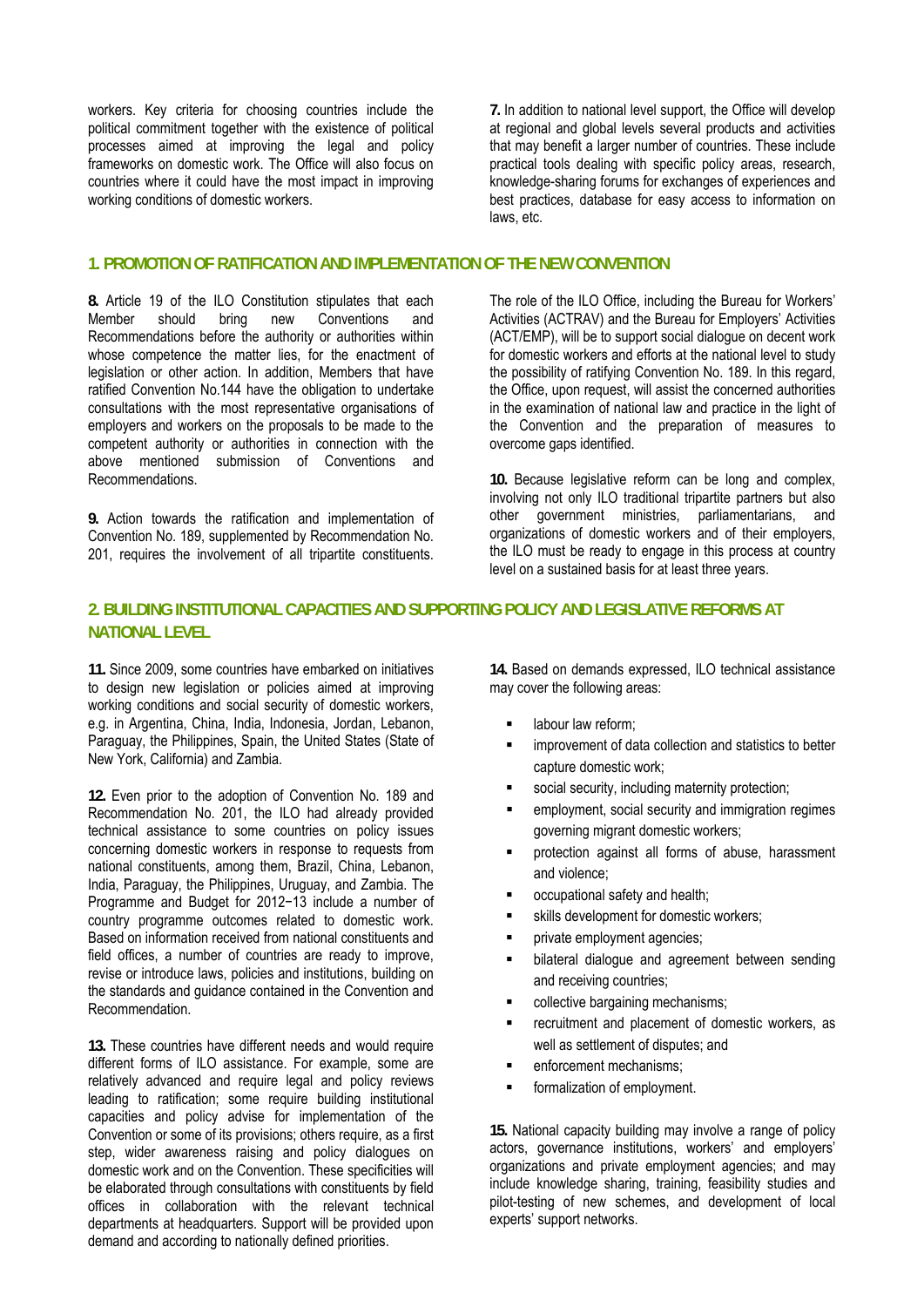workers. Key criteria for choosing countries include the political commitment together with the existence of political processes aimed at improving the legal and policy frameworks on domestic work. The Office will also focus on countries where it could have the most impact in improving working conditions of domestic workers.

**7.** In addition to national level support, the Office will develop at regional and global levels several products and activities that may benefit a larger number of countries. These include practical tools dealing with specific policy areas, research, knowledge-sharing forums for exchanges of experiences and best practices, database for easy access to information on laws, etc.

## 1. PROMOTION OF RATIFICATION AND IMPLEMENTATION OF THE NEW CONVENTION

**8.** Article 19 of the ILO Constitution stipulates that each Member should bring new Conventions and Recommendations before the authority or authorities within whose competence the matter lies, for the enactment of legislation or other action. In addition, Members that have ratified Convention No.144 have the obligation to undertake consultations with the most representative organisations of employers and workers on the proposals to be made to the competent authority or authorities in connection with the above mentioned submission of Conventions and Recommendations.

**9.** Action towards the ratification and implementation of Convention No. 189, supplemented by Recommendation No. 201, requires the involvement of all tripartite constituents. The role of the ILO Office, including the Bureau for Workers' Activities (ACTRAV) and the Bureau for Employers' Activities (ACT/EMP), will be to support social dialogue on decent work for domestic workers and efforts at the national level to study the possibility of ratifying Convention No. 189. In this regard, the Office, upon request, will assist the concerned authorities in the examination of national law and practice in the light of the Convention and the preparation of measures to overcome gaps identified.

**10.** Because legislative reform can be long and complex, involving not only ILO traditional tripartite partners but also other government ministries, parliamentarians, and organizations of domestic workers and of their employers, the ILO must be ready to engage in this process at country level on a sustained basis for at least three years.

## 2. BUILDING INSTITUTIONAL CAPACITIES AND SUPPORTING POLICY AND LEGISLATIVE REFORMS AT NATIONAL LEVEL

**11.** Since 2009, some countries have embarked on initiatives to design new legislation or policies aimed at improving working conditions and social security of domestic workers, e.g. in Argentina, China, India, Indonesia, Jordan, Lebanon, Paraguay, the Philippines, Spain, the United States (State of New York, California) and Zambia.

**12.** Even prior to the adoption of Convention No. 189 and Recommendation No. 201, the ILO had already provided technical assistance to some countries on policy issues concerning domestic workers in response to requests from national constituents, among them, Brazil, China, Lebanon, India, Paraguay, the Philippines, Uruguay, and Zambia. The Programme and Budget for 2012−13 include a number of country programme outcomes related to domestic work. Based on information received from national constituents and field offices, a number of countries are ready to improve, revise or introduce laws, policies and institutions, building on the standards and guidance contained in the Convention and Recommendation.

**13.** These countries have different needs and would require different forms of ILO assistance. For example, some are relatively advanced and require legal and policy reviews leading to ratification; some require building institutional capacities and policy advise for implementation of the Convention or some of its provisions; others require, as a first step, wider awareness raising and policy dialogues on domestic work and on the Convention. These specificities will be elaborated through consultations with constituents by field offices in collaboration with the relevant technical departments at headquarters. Support will be provided upon demand and according to nationally defined priorities.

**14.** Based on demands expressed, ILO technical assistance may cover the following areas:

- labour law reform;
- improvement of data collection and statistics to better capture domestic work;
- social security, including maternity protection;
- employment, social security and immigration regimes governing migrant domestic workers;
- protection against all forms of abuse, harassment and violence;
- occupational safety and health;
- skills development for domestic workers;
- private employment agencies;
- bilateral dialogue and agreement between sending and receiving countries;
- collective bargaining mechanisms;
- recruitment and placement of domestic workers, as well as settlement of disputes; and
- enforcement mechanisms;
- formalization of employment.

**15.** National capacity building may involve a range of policy actors, governance institutions, workers' and employers' organizations and private employment agencies; and may include knowledge sharing, training, feasibility studies and pilot-testing of new schemes, and development of local experts' support networks.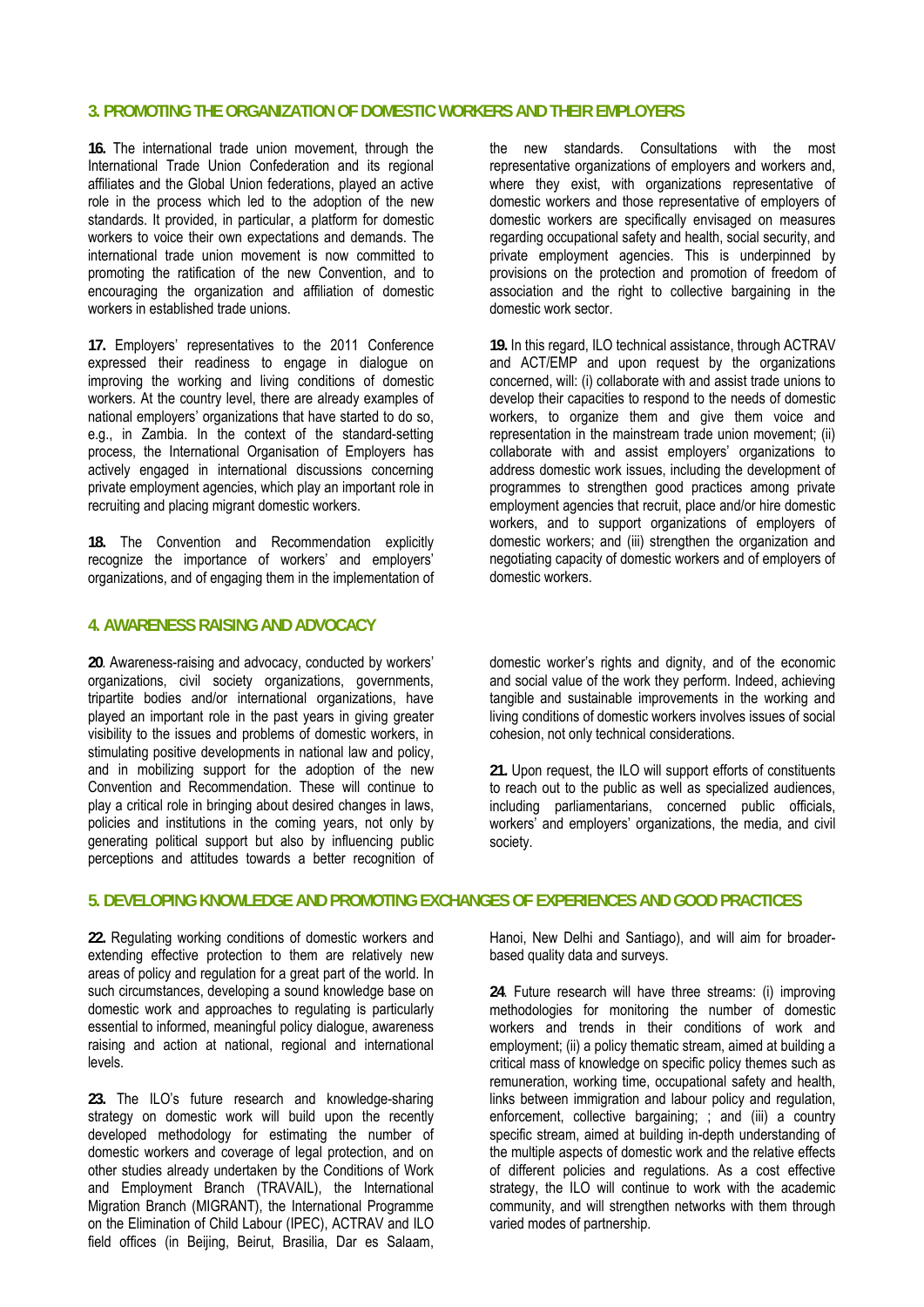## 3. PROMOTING THE ORGANIZATION OF DOMESTIC WORKERS AND THEIR EMPLOYERS

**16.** The international trade union movement, through the International Trade Union Confederation and its regional affiliates and the Global Union federations, played an active role in the process which led to the adoption of the new standards. It provided, in particular, a platform for domestic workers to voice their own expectations and demands. The international trade union movement is now committed to promoting the ratification of the new Convention, and to encouraging the organization and affiliation of domestic workers in established trade unions.

**17.** Employers' representatives to the 2011 Conference expressed their readiness to engage in dialogue on improving the working and living conditions of domestic workers. At the country level, there are already examples of national employers' organizations that have started to do so, e.g., in Zambia. In the context of the standard-setting process, the International Organisation of Employers has actively engaged in international discussions concerning private employment agencies, which play an important role in recruiting and placing migrant domestic workers.

**18.** The Convention and Recommendation explicitly recognize the importance of workers' and employers' organizations, and of engaging them in the implementation of the new standards. Consultations with the most representative organizations of employers and workers and, where they exist, with organizations representative of domestic workers and those representative of employers of domestic workers are specifically envisaged on measures regarding occupational safety and health, social security, and private employment agencies. This is underpinned by provisions on the protection and promotion of freedom of association and the right to collective bargaining in the domestic work sector.

**19.** In this regard, ILO technical assistance, through ACTRAV and ACT/EMP and upon request by the organizations concerned, will: (i) collaborate with and assist trade unions to develop their capacities to respond to the needs of domestic workers, to organize them and give them voice and representation in the mainstream trade union movement; (ii) collaborate with and assist employers' organizations to address domestic work issues, including the development of programmes to strengthen good practices among private employment agencies that recruit, place and/or hire domestic workers, and to support organizations of employers of domestic workers; and (iii) strengthen the organization and negotiating capacity of domestic workers and of employers of domestic workers.

## 4. AWARENESS RAISING AND ADVOCACY

**20**. Awareness-raising and advocacy, conducted by workers' organizations, civil society organizations, governments, tripartite bodies and/or international organizations, have played an important role in the past years in giving greater visibility to the issues and problems of domestic workers, in stimulating positive developments in national law and policy, and in mobilizing support for the adoption of the new Convention and Recommendation. These will continue to play a critical role in bringing about desired changes in laws, policies and institutions in the coming years, not only by generating political support but also by influencing public perceptions and attitudes towards a better recognition of domestic worker's rights and dignity, and of the economic and social value of the work they perform. Indeed, achieving tangible and sustainable improvements in the working and living conditions of domestic workers involves issues of social cohesion, not only technical considerations.

**21.** Upon request, the ILO will support efforts of constituents to reach out to the public as well as specialized audiences, including parliamentarians, concerned public officials, workers' and employers' organizations, the media, and civil society.

## 5. DEVELOPING KNOWLEDGE AND PROMOTING EXCHANGES OF EXPERIENCES AND GOOD PRACTICES

**22.** Regulating working conditions of domestic workers and extending effective protection to them are relatively new areas of policy and regulation for a great part of the world. In such circumstances, developing a sound knowledge base on domestic work and approaches to regulating is particularly essential to informed, meaningful policy dialogue, awareness raising and action at national, regional and international levels.

**23.** The ILO's future research and knowledge-sharing strategy on domestic work will build upon the recently developed methodology for estimating the number of domestic workers and coverage of legal protection, and on other studies already undertaken by the Conditions of Work and Employment Branch (TRAVAIL), the International Migration Branch (MIGRANT), the International Programme on the Elimination of Child Labour (IPEC), ACTRAV and ILO field offices (in Beijing, Beirut, Brasilia, Dar es Salaam, Hanoi, New Delhi and Santiago), and will aim for broader-based quality data and surveys.

**24**. Future research will have three streams: (i) improving methodologies for monitoring the number of domestic workers and trends in their conditions of work and employment; (ii) a policy thematic stream, aimed at building a critical mass of knowledge on specific policy themes such as remuneration, working time, occupational safety and health, links between immigration and labour policy and regulation, enforcement, collective bargaining; ; and (iii) a country specific stream, aimed at building in-depth understanding of the multiple aspects of domestic work and the relative effects of different policies and regulations. As a cost effective strategy, the ILO will continue to work with the academic community, and will strengthen networks with them through varied modes of partnership.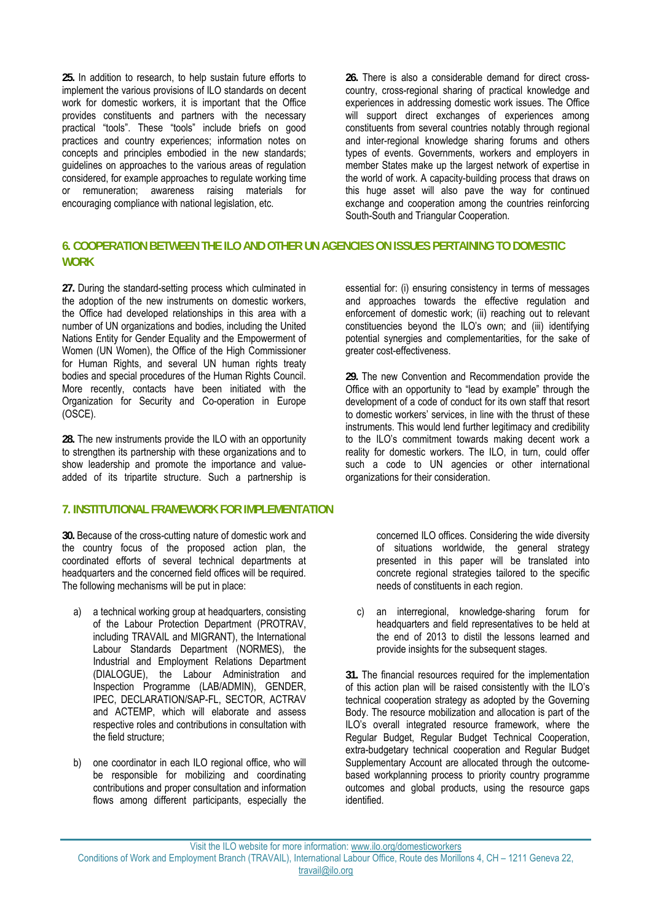**25.** In addition to research, to help sustain future efforts to implement the various provisions of ILO standards on decent work for domestic workers, it is important that the Office provides constituents and partners with the necessary practical "tools". These "tools" include briefs on good practices and country experiences; information notes on concepts and principles embodied in the new standards; guidelines on approaches to the various areas of regulation considered, for example approaches to regulate working time or remuneration; awareness raising materials for encouraging compliance with national legislation, etc.

**26.** There is also a considerable demand for direct cross-country, cross-regional sharing of practical knowledge and experiences in addressing domestic work issues. The Office will support direct exchanges of experiences among constituents from several countries notably through regional and inter-regional knowledge sharing forums and others types of events. Governments, workers and employers in member States make up the largest network of expertise in the world of work. A capacity-building process that draws on this huge asset will also pave the way for continued exchange and cooperation among the countries reinforcing South-South and Triangular Cooperation.

## 6. COOPERATION BETWEEN THE ILO AND OTHER UN AGENCIES ON ISSUES PERTAINING TO DOMESTIC WORK

**27.** During the standard-setting process which culminated in the adoption of the new instruments on domestic workers, the Office had developed relationships in this area with a number of UN organizations and bodies, including the United Nations Entity for Gender Equality and the Empowerment of Women (UN Women), the Office of the High Commissioner for Human Rights, and several UN human rights treaty bodies and special procedures of the Human Rights Council. More recently, contacts have been initiated with the Organization for Security and Co-operation in Europe (OSCE).

**28.** The new instruments provide the ILO with an opportunity to strengthen its partnership with these organizations and to show leadership and promote the importance and value-added of its tripartite structure. Such a partnership is essential for: (i) ensuring consistency in terms of messages and approaches towards the effective regulation and enforcement of domestic work; (ii) reaching out to relevant constituencies beyond the ILO's own; and (iii) identifying potential synergies and complementarities, for the sake of greater cost-effectiveness.

**29.** The new Convention and Recommendation provide the Office with an opportunity to "lead by example" through the development of a code of conduct for its own staff that resort to domestic workers' services, in line with the thrust of these instruments. This would lend further legitimacy and credibility to the ILO's commitment towards making decent work a reality for domestic workers. The ILO, in turn, could offer such a code to UN agencies or other international organizations for their consideration.

## 7. INSTITUTIONAL FRAMEWORK FOR IMPLEMENTATION

**30.** Because of the cross-cutting nature of domestic work and the country focus of the proposed action plan, the coordinated efforts of several technical departments at headquarters and the concerned field offices will be required. The following mechanisms will be put in place:

a) a technical working group at headquarters, consisting of the Labour Protection Department (PROTRAV, including TRAVAIL and MIGRANT), the International Labour Standards Department (NORMES), the Industrial and Employment Relations Department (DIALOGUE), the Labour Administration and Inspection Programme (LAB/ADMIN), GENDER, IPEC, DECLARATION/SAP-FL, SECTOR, ACTRAV and ACTEMP, which will elaborate and assess respective roles and contributions in consultation with the field structure;

b) one coordinator in each ILO regional office, who will be responsible for mobilizing and coordinating contributions and proper consultation and information flows among different participants, especially the concerned ILO offices. Considering the wide diversity of situations worldwide, the general strategy presented in this paper will be translated into concrete regional strategies tailored to the specific needs of constituents in each region.

c) an interregional, knowledge-sharing forum for headquarters and field representatives to be held at the end of 2013 to distil the lessons learned and provide insights for the subsequent stages.

**31.** The financial resources required for the implementation of this action plan will be raised consistently with the ILO's technical cooperation strategy as adopted by the Governing Body. The resource mobilization and allocation is part of the ILO's overall integrated resource framework, where the Regular Budget, Regular Budget Technical Cooperation, extra-budgetary technical cooperation and Regular Budget Supplementary Account are allocated through the outcome-based workplanning process to priority country programme outcomes and global products, using the resource gaps identified.

Visit the ILO website for more information: www.ilo.org/domesticworkers
Conditions of Work and Employment Branch (TRAVAIL), International Labour Office, Route des Morillons 4, CH – 1211 Geneva 22, travail@ilo.org